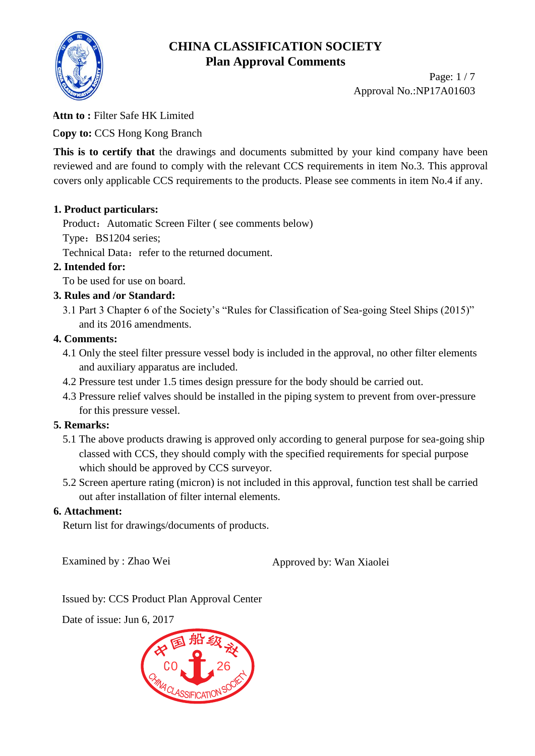# CHINA CLASSIFICATION SOCIETY
## Plan Approval Comments

Approval No.:NP17A01603

**Attn to :** Filter Safe HK Limited

**Copy to:** CCS Hong Kong Branch

**This is to certify that** the drawings and documents submitted by your kind company have been reviewed and are found to comply with the relevant CCS requirements in item No.3. This approval covers only applicable CCS requirements to the products. Please see comments in item No.4 if any.

**1. Product particulars:**

Product：Automatic Screen Filter ( see comments below)

Type：BS1204 series;

Technical Data：refer to the returned document.

**2. Intended for:**

To be used for use on board.

**3. Rules and /or Standard:**

3.1 Part 3 Chapter 6 of the Society's "Rules for Classification of Sea-going Steel Ships (2015)" and its 2016 amendments.

**4. Comments:**

4.1 Only the steel filter pressure vessel body is included in the approval, no other filter elements and auxiliary apparatus are included.

4.2 Pressure test under 1.5 times design pressure for the body should be carried out.

4.3 Pressure relief valves should be installed in the piping system to prevent from over-pressure for this pressure vessel.

**5. Remarks:**

5.1 The above products drawing is approved only according to general purpose for sea-going ship classed with CCS, they should comply with the specified requirements for special purpose which should be approved by CCS surveyor.

5.2 Screen aperture rating (micron) is not included in this approval, function test shall be carried out after installation of filter internal elements.

**6. Attachment:**

Return list for drawings/documents of products.

Examined by : Zhao Wei

Approved by: Wan Xiaolei

Issued by: CCS Product Plan Approval Center

Date of issue: Jun 6, 2017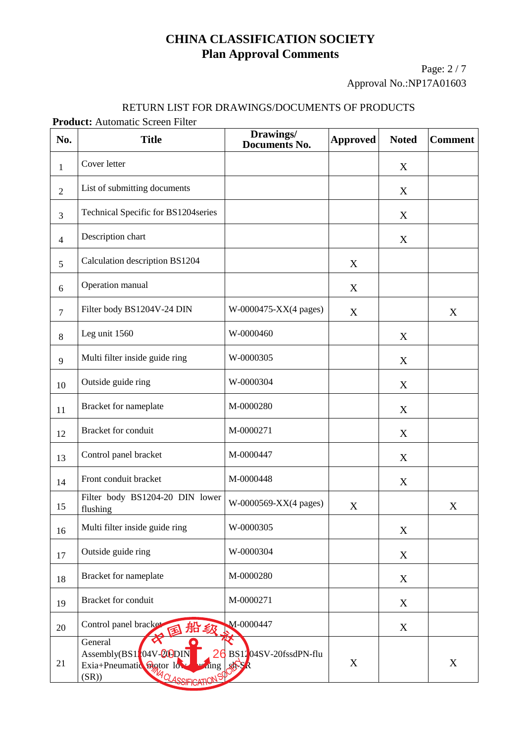# CHINA CLASSIFICATION SOCIETY
## Plan Approval Comments

Approval No.:NP17A01603

RETURN LIST FOR DRAWINGS/DOCUMENTS OF PRODUCTS

**Product:** Automatic Screen Filter

| No. | Title | Drawings/ Documents No. | Approved | Noted | Comment |
|---|---|---|---|---|---|
| 1 | Cover letter | | | X | |
| 2 | List of submitting documents | | | X | |
| 3 | Technical Specific for BS1204series | | | X | |
| 4 | Description chart | | | X | |
| 5 | Calculation description BS1204 | | X | | |
| 6 | Operation manual | | X | | |
| 7 | Filter body BS1204V-24 DIN | W-0000475-XX(4 pages) | X | | X |
| 8 | Leg unit 1560 | W-0000460 | | X | |
| 9 | Multi filter inside guide ring | W-0000305 | | X | |
| 10 | Outside guide ring | W-0000304 | | X | |
| 11 | Bracket for nameplate | M-0000280 | | X | |
| 12 | Bracket for conduit | M-0000271 | | X | |
| 13 | Control panel bracket | M-0000447 | | X | |
| 14 | Front conduit bracket | M-0000448 | | X | |
| 15 | Filter body BS1204-20 DIN lower flushing | W-0000569-XX(4 pages) | X | | X |
| 16 | Multi filter inside guide ring | W-0000305 | | X | |
| 17 | Outside guide ring | W-0000304 | | X | |
| 18 | Bracket for nameplate | M-0000280 | | X | |
| 19 | Bracket for conduit | M-0000271 | | X | |
| 20 | Control panel bracket | M-0000447 | | X | |
| 21 | General Assembly(BS1204V-20-DIN Exia+Pneumatic motor lower flushing (SR)) | BS1204SV-20fssdPN-flush-SR | X | | X |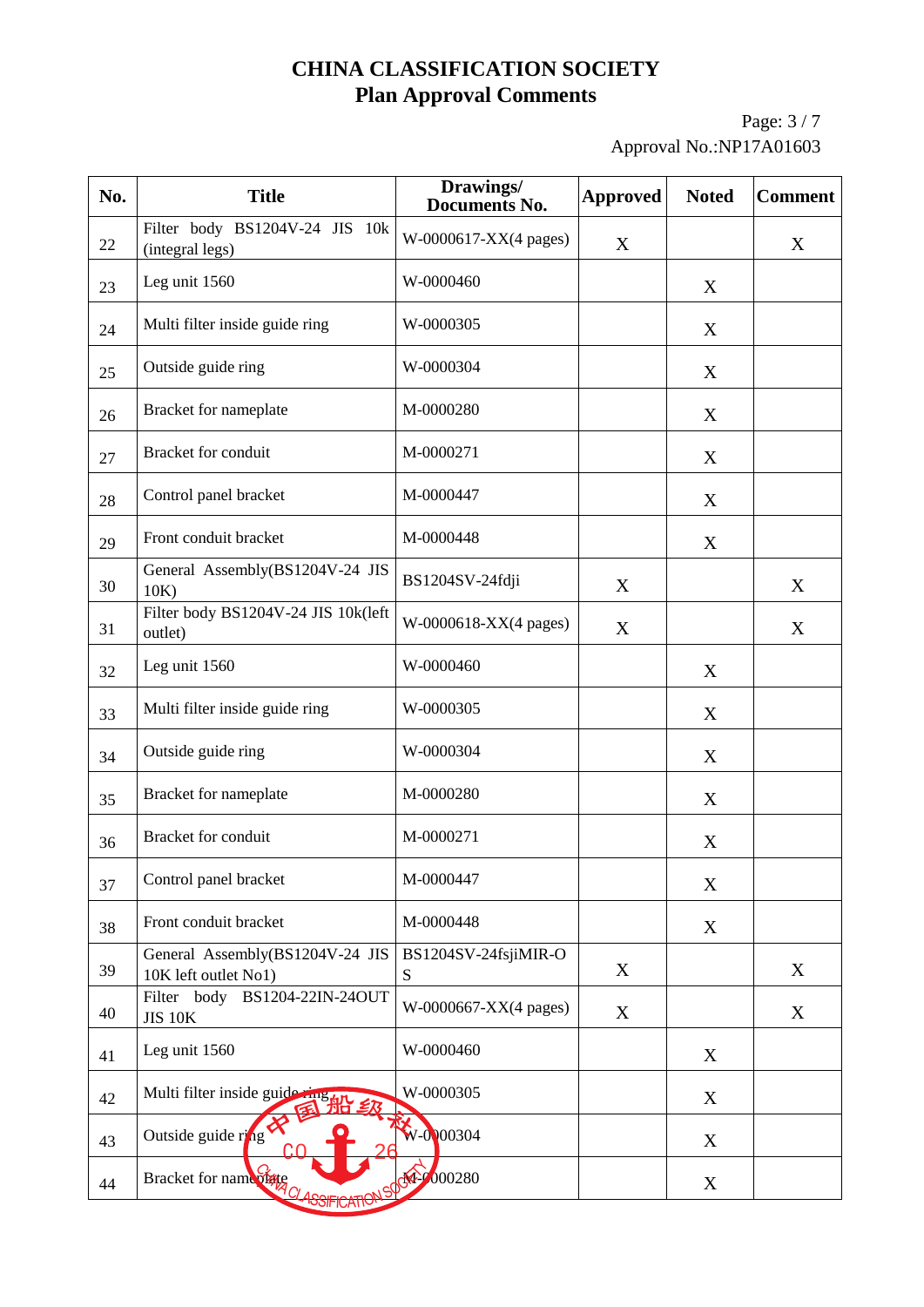# CHINA CLASSIFICATION SOCIETY
## Plan Approval Comments

Approval No.:NP17A01603

| No. | Title | Drawings/ Documents No. | Approved | Noted | Comment |
|---|---|---|---|---|---|
| 22 | Filter body BS1204V-24 JIS 10k (integral legs) | W-0000617-XX(4 pages) | X | | X |
| 23 | Leg unit 1560 | W-0000460 | | X | |
| 24 | Multi filter inside guide ring | W-0000305 | | X | |
| 25 | Outside guide ring | W-0000304 | | X | |
| 26 | Bracket for nameplate | M-0000280 | | X | |
| 27 | Bracket for conduit | M-0000271 | | X | |
| 28 | Control panel bracket | M-0000447 | | X | |
| 29 | Front conduit bracket | M-0000448 | | X | |
| 30 | General Assembly(BS1204V-24 JIS 10K) | BS1204SV-24fdji | X | | X |
| 31 | Filter body BS1204V-24 JIS 10k(left outlet) | W-0000618-XX(4 pages) | X | | X |
| 32 | Leg unit 1560 | W-0000460 | | X | |
| 33 | Multi filter inside guide ring | W-0000305 | | X | |
| 34 | Outside guide ring | W-0000304 | | X | |
| 35 | Bracket for nameplate | M-0000280 | | X | |
| 36 | Bracket for conduit | M-0000271 | | X | |
| 37 | Control panel bracket | M-0000447 | | X | |
| 38 | Front conduit bracket | M-0000448 | | X | |
| 39 | General Assembly(BS1204V-24 JIS 10K left outlet No1) | BS1204SV-24fsjiMIR-OS | X | | X |
| 40 | Filter body BS1204-22IN-24OUT JIS 10K | W-0000667-XX(4 pages) | X | | X |
| 41 | Leg unit 1560 | W-0000460 | | X | |
| 42 | Multi filter inside guide ring | W-0000305 | | X | |
| 43 | Outside guide ring | W-0000304 | | X | |
| 44 | Bracket for nameplate | M-0000280 | | X | |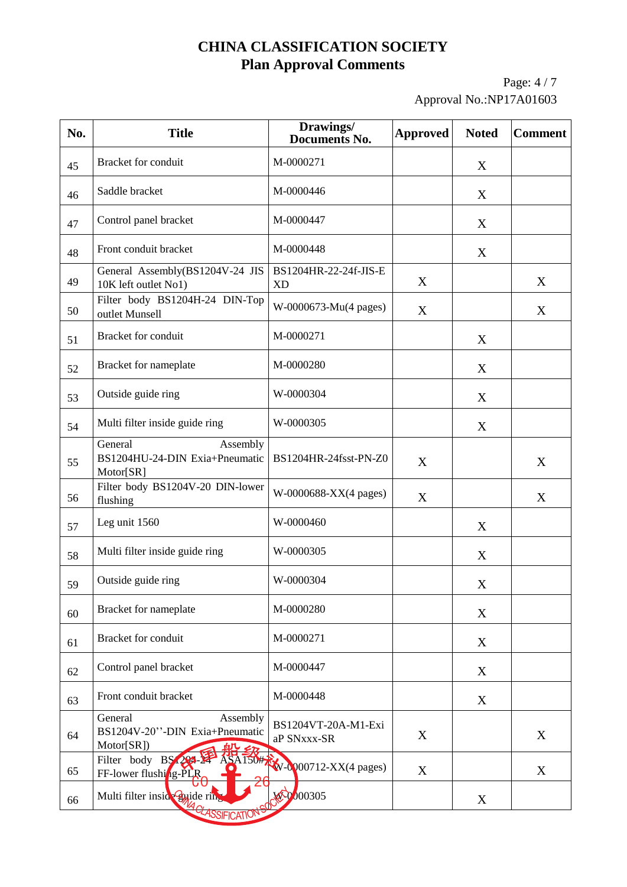# CHINA CLASSIFICATION SOCIETY
## Plan Approval Comments

Approval No.:NP17A01603

| No. | Title | Drawings/ Documents No. | Approved | Noted | Comment |
|---|---|---|---|---|---|
| 45 | Bracket for conduit | M-0000271 | | X | |
| 46 | Saddle bracket | M-0000446 | | X | |
| 47 | Control panel bracket | M-0000447 | | X | |
| 48 | Front conduit bracket | M-0000448 | | X | |
| 49 | General Assembly(BS1204V-24 JIS 10K left outlet No1) | BS1204HR-22-24f-JIS-E XD | X | | X |
| 50 | Filter body BS1204H-24 DIN-Top outlet Munsell | W-0000673-Mu(4 pages) | X | | X |
| 51 | Bracket for conduit | M-0000271 | | X | |
| 52 | Bracket for nameplate | M-0000280 | | X | |
| 53 | Outside guide ring | W-0000304 | | X | |
| 54 | Multi filter inside guide ring | W-0000305 | | X | |
| 55 | General Assembly BS1204HU-24-DIN Exia+Pneumatic Motor[SR] | BS1204HR-24fsst-PN-Z0 | X | | X |
| 56 | Filter body BS1204V-20 DIN-lower flushing | W-0000688-XX(4 pages) | X | | X |
| 57 | Leg unit 1560 | W-0000460 | | X | |
| 58 | Multi filter inside guide ring | W-0000305 | | X | |
| 59 | Outside guide ring | W-0000304 | | X | |
| 60 | Bracket for nameplate | M-0000280 | | X | |
| 61 | Bracket for conduit | M-0000271 | | X | |
| 62 | Control panel bracket | M-0000447 | | X | |
| 63 | Front conduit bracket | M-0000448 | | X | |
| 64 | General Assembly BS1204V-20''-DIN Exia+Pneumatic Motor[SR]) | BS1204VT-20A-M1-Exi aP SNxxx-SR | X | | X |
| 65 | Filter body BS1204-24 ASA150# FF-lower flushing-PLR | W-0000712-XX(4 pages) | X | | X |
| 66 | Multi filter inside guide ring | W-0000305 | | X | |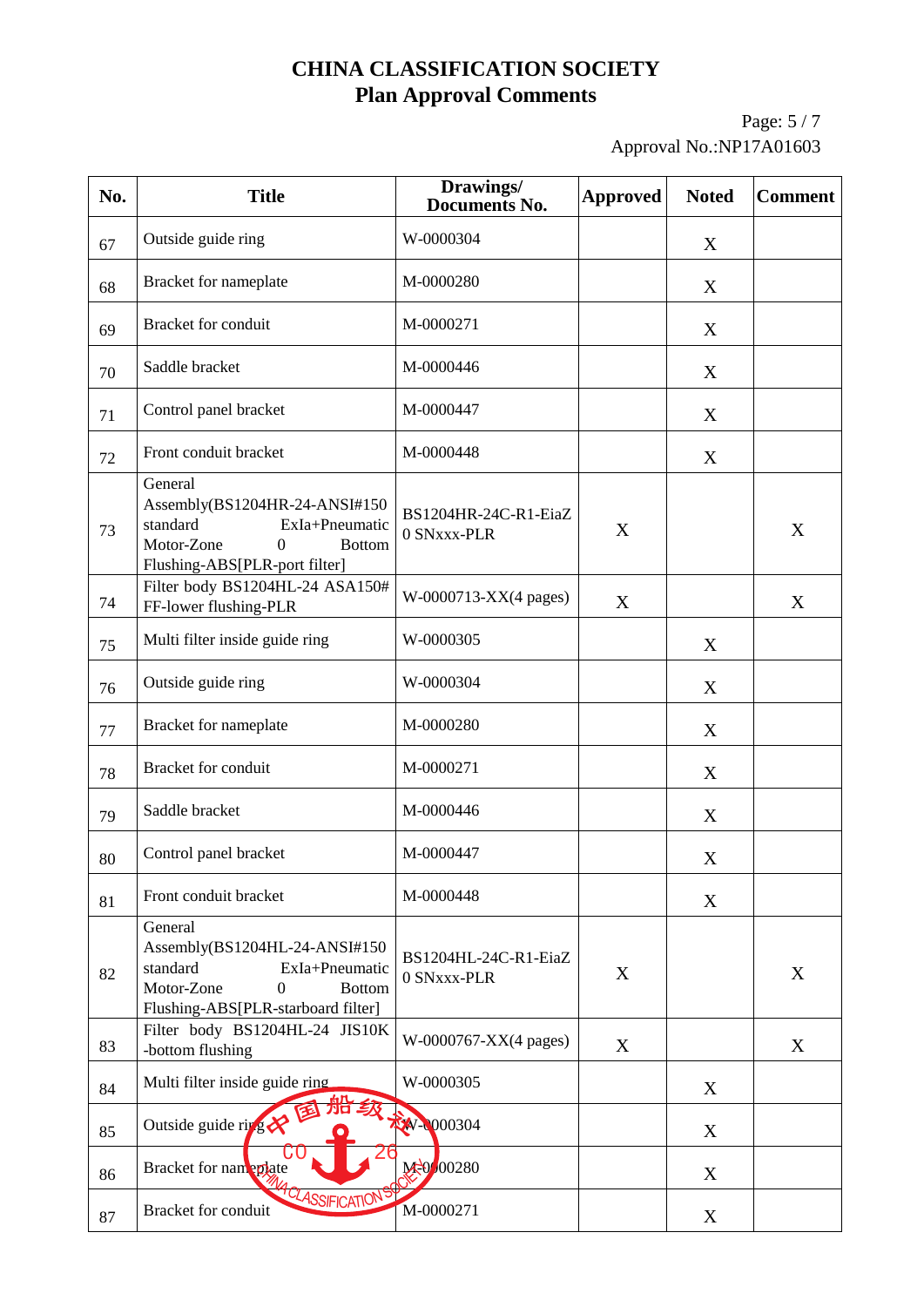# CHINA CLASSIFICATION SOCIETY
## Plan Approval Comments

Approval No.:NP17A01603

| No. | Title | Drawings/ Documents No. | Approved | Noted | Comment |
|---|---|---|---|---|---|
| 67 | Outside guide ring | W-0000304 | | X | |
| 68 | Bracket for nameplate | M-0000280 | | X | |
| 69 | Bracket for conduit | M-0000271 | | X | |
| 70 | Saddle bracket | M-0000446 | | X | |
| 71 | Control panel bracket | M-0000447 | | X | |
| 72 | Front conduit bracket | M-0000448 | | X | |
| 73 | General Assembly(BS1204HR-24-ANSI#150 standard ExIa+Pneumatic Motor-Zone 0 Bottom Flushing-ABS[PLR-port filter] | BS1204HR-24C-R1-EiaZ0 SNxxx-PLR | X | | X |
| 74 | Filter body BS1204HL-24 ASA150# FF-lower flushing-PLR | W-0000713-XX(4 pages) | X | | X |
| 75 | Multi filter inside guide ring | W-0000305 | | X | |
| 76 | Outside guide ring | W-0000304 | | X | |
| 77 | Bracket for nameplate | M-0000280 | | X | |
| 78 | Bracket for conduit | M-0000271 | | X | |
| 79 | Saddle bracket | M-0000446 | | X | |
| 80 | Control panel bracket | M-0000447 | | X | |
| 81 | Front conduit bracket | M-0000448 | | X | |
| 82 | General Assembly(BS1204HL-24-ANSI#150 standard ExIa+Pneumatic Motor-Zone 0 Bottom Flushing-ABS[PLR-starboard filter] | BS1204HL-24C-R1-EiaZ0 SNxxx-PLR | X | | X |
| 83 | Filter body BS1204HL-24 JIS10K -bottom flushing | W-0000767-XX(4 pages) | X | | X |
| 84 | Multi filter inside guide ring | W-0000305 | | X | |
| 85 | Outside guide ring | W-0000304 | | X | |
| 86 | Bracket for nameplate | M-0000280 | | X | |
| 87 | Bracket for conduit | M-0000271 | | X | |

中国船级社 CO 26 CHINA CLASSIFICATION SOCIETY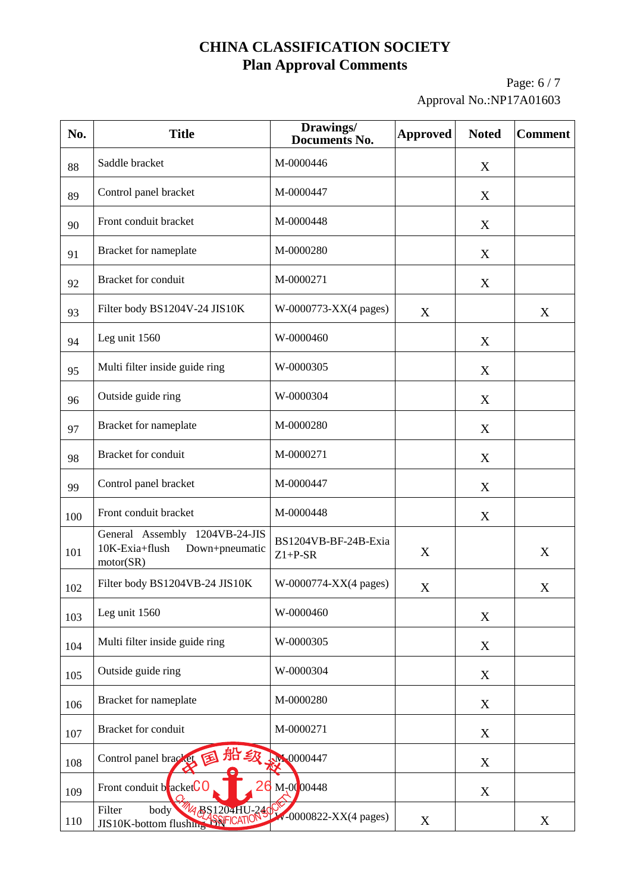# CHINA CLASSIFICATION SOCIETY
## Plan Approval Comments

Approval No.:NP17A01603

| No. | Title | Drawings/ Documents No. | Approved | Noted | Comment |
|---|---|---|---|---|---|
| 88 | Saddle bracket | M-0000446 | | X | |
| 89 | Control panel bracket | M-0000447 | | X | |
| 90 | Front conduit bracket | M-0000448 | | X | |
| 91 | Bracket for nameplate | M-0000280 | | X | |
| 92 | Bracket for conduit | M-0000271 | | X | |
| 93 | Filter body BS1204V-24 JIS10K | W-0000773-XX(4 pages) | X | | X |
| 94 | Leg unit 1560 | W-0000460 | | X | |
| 95 | Multi filter inside guide ring | W-0000305 | | X | |
| 96 | Outside guide ring | W-0000304 | | X | |
| 97 | Bracket for nameplate | M-0000280 | | X | |
| 98 | Bracket for conduit | M-0000271 | | X | |
| 99 | Control panel bracket | M-0000447 | | X | |
| 100 | Front conduit bracket | M-0000448 | | X | |
| 101 | General Assembly 1204VB-24-JIS 10K-Exia+flush Down+pneumatic motor(SR) | BS1204VB-BF-24B-Exia Z1+P-SR | X | | X |
| 102 | Filter body BS1204VB-24 JIS10K | W-0000774-XX(4 pages) | X | | X |
| 103 | Leg unit 1560 | W-0000460 | | X | |
| 104 | Multi filter inside guide ring | W-0000305 | | X | |
| 105 | Outside guide ring | W-0000304 | | X | |
| 106 | Bracket for nameplate | M-0000280 | | X | |
| 107 | Bracket for conduit | M-0000271 | | X | |
| 108 | Control panel bracket | M-0000447 | | X | |
| 109 | Front conduit bracket | M-0000448 | | X | |
| 110 | Filter body BS1204HU-24 JIS10K-bottom flushing SN | W-0000822-XX(4 pages) | X | | X |

中国船级社 CHINA CLASSIFICATION SOCIETY CO 26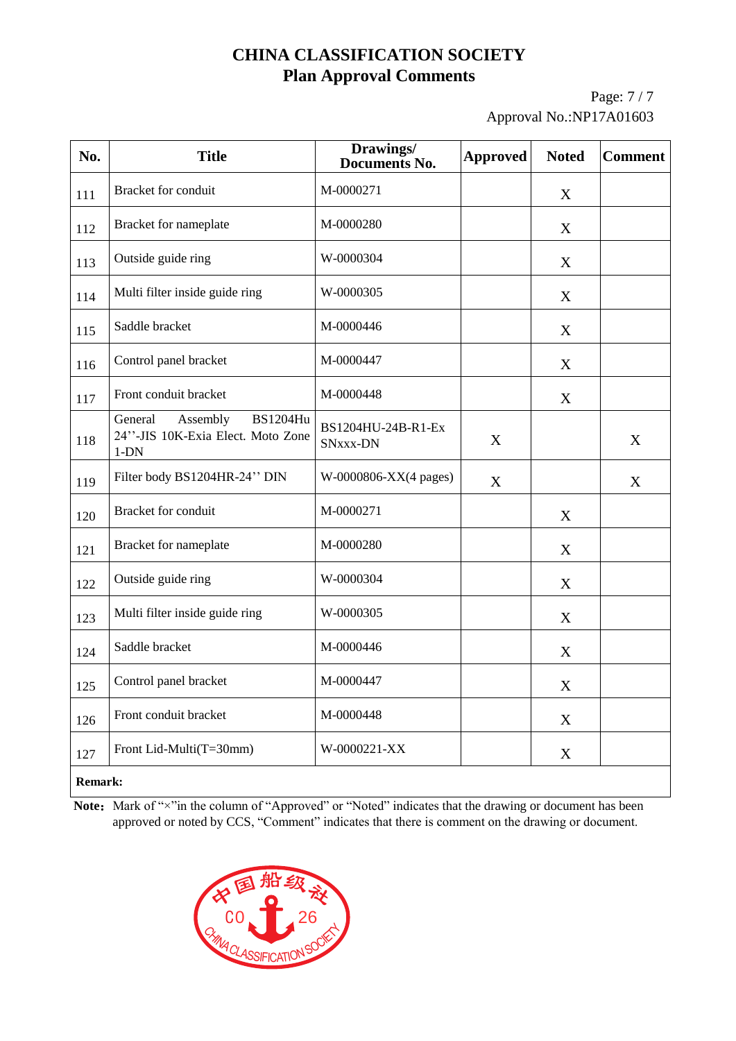# CHINA CLASSIFICATION SOCIETY
## Plan Approval Comments

Approval No.:NP17A01603

| No. | Title | Drawings/ Documents No. | Approved | Noted | Comment |
|---|---|---|---|---|---|
| 111 | Bracket for conduit | M-0000271 | | X | |
| 112 | Bracket for nameplate | M-0000280 | | X | |
| 113 | Outside guide ring | W-0000304 | | X | |
| 114 | Multi filter inside guide ring | W-0000305 | | X | |
| 115 | Saddle bracket | M-0000446 | | X | |
| 116 | Control panel bracket | M-0000447 | | X | |
| 117 | Front conduit bracket | M-0000448 | | X | |
| 118 | General Assembly BS1204Hu 24''-JIS 10K-Exia Elect. Moto Zone 1-DN | BS1204HU-24B-R1-Ex SNxxx-DN | X | | X |
| 119 | Filter body BS1204HR-24'' DIN | W-0000806-XX(4 pages) | X | | X |
| 120 | Bracket for conduit | M-0000271 | | X | |
| 121 | Bracket for nameplate | M-0000280 | | X | |
| 122 | Outside guide ring | W-0000304 | | X | |
| 123 | Multi filter inside guide ring | W-0000305 | | X | |
| 124 | Saddle bracket | M-0000446 | | X | |
| 125 | Control panel bracket | M-0000447 | | X | |
| 126 | Front conduit bracket | M-0000448 | | X | |
| 127 | Front Lid-Multi(T=30mm) | W-0000221-XX | | X | |

**Remark:**

**Note:** Mark of "×"in the column of "Approved" or "Noted" indicates that the drawing or document has been approved or noted by CCS, "Comment" indicates that there is comment on the drawing or document.

中国船级社 CO 26 CHINA CLASSIFICATION SOCIETY